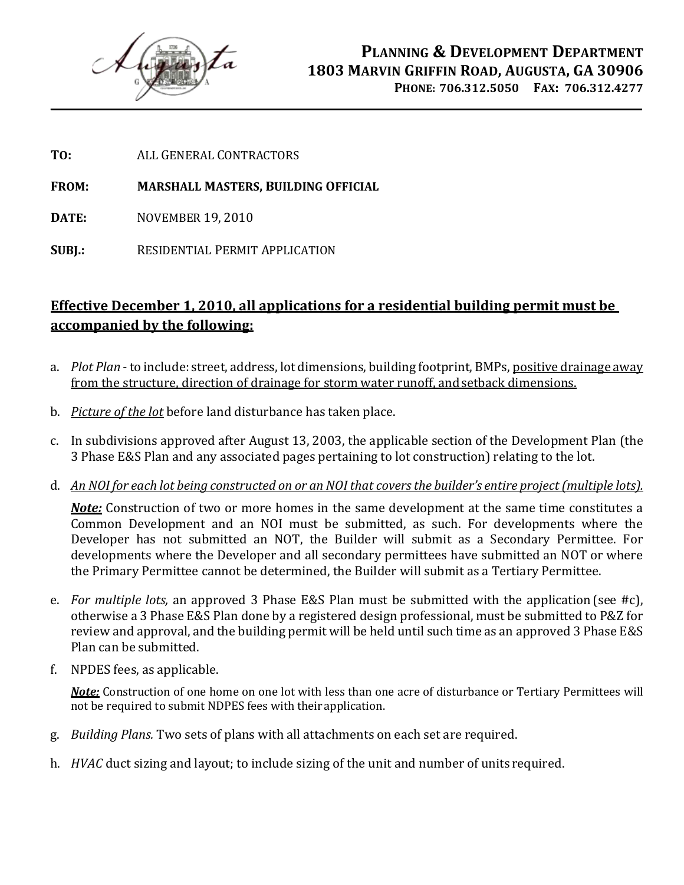# PLANNING & DEVELOPMENT DEPARTMENT

**1803 MARVIN GRIFFIN ROAD, AUGUSTA, GA 30906**

**PHONE: 706.312.5050 FAX: 706.312.4277**

---

**TO:** ALL GENERAL CONTRACTORS

**FROM:** **MARSHALL MASTERS, BUILDING OFFICIAL**

**DATE:** NOVEMBER 19, 2010

**SUBJ.:** RESIDENTIAL PERMIT APPLICATION

**<u>Effective December 1, 2010, all applications for a residential building permit must be accompanied by the following:</u>**

a. *Plot Plan* - to include: street, address, lot dimensions, building footprint, BMPs, <u>positive drainage away from the structure, direction of drainage for storm water runoff, and setback dimensions.</u>

b. <u>*Picture of the lot*</u> before land disturbance has taken place.

c. In subdivisions approved after August 13, 2003, the applicable section of the Development Plan (the 3 Phase E&S Plan and any associated pages pertaining to lot construction) relating to the lot.

d. <u>*An NOI for each lot being constructed on or an NOI that covers the builder's entire project (multiple lots).*</u>

   <u>***Note:***</u> Construction of two or more homes in the same development at the same time constitutes a Common Development and an NOI must be submitted, as such. For developments where the Developer has not submitted an NOT, the Builder will submit as a Secondary Permittee. For developments where the Developer and all secondary permittees have submitted an NOT or where the Primary Permittee cannot be determined, the Builder will submit as a Tertiary Permittee.

e. *For multiple lots,* an approved 3 Phase E&S Plan must be submitted with the application (see #c), otherwise a 3 Phase E&S Plan done by a registered design professional, must be submitted to P&Z for review and approval, and the building permit will be held until such time as an approved 3 Phase E&S Plan can be submitted.

f. NPDES fees, as applicable.

   <u>***Note:***</u> Construction of one home on one lot with less than one acre of disturbance or Tertiary Permittees will not be required to submit NDPES fees with their application.

g. *Building Plans.* Two sets of plans with all attachments on each set are required.

h. *HVAC* duct sizing and layout; to include sizing of the unit and number of units required.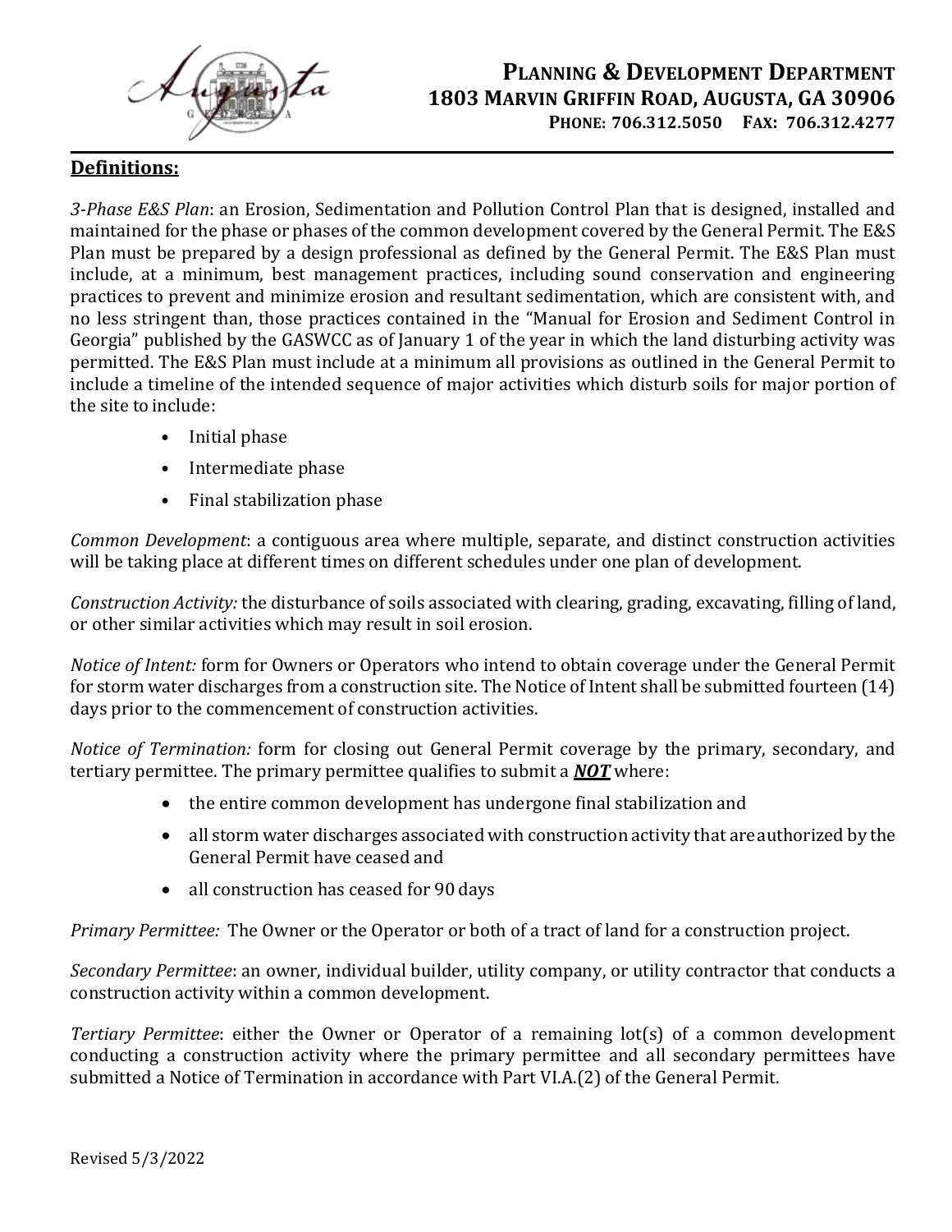## Definitions:

*3-Phase E&S Plan*: an Erosion, Sedimentation and Pollution Control Plan that is designed, installed and maintained for the phase or phases of the common development covered by the General Permit. The E&S Plan must be prepared by a design professional as defined by the General Permit. The E&S Plan must include, at a minimum, best management practices, including sound conservation and engineering practices to prevent and minimize erosion and resultant sedimentation, which are consistent with, and no less stringent than, those practices contained in the "Manual for Erosion and Sediment Control in Georgia" published by the GASWCC as of January 1 of the year in which the land disturbing activity was permitted. The E&S Plan must include at a minimum all provisions as outlined in the General Permit to include a timeline of the intended sequence of major activities which disturb soils for major portion of the site to include:

- Initial phase
- Intermediate phase
- Final stabilization phase

*Common Development*: a contiguous area where multiple, separate, and distinct construction activities will be taking place at different times on different schedules under one plan of development.

*Construction Activity:* the disturbance of soils associated with clearing, grading, excavating, filling of land, or other similar activities which may result in soil erosion.

*Notice of Intent:* form for Owners or Operators who intend to obtain coverage under the General Permit for storm water discharges from a construction site. The Notice of Intent shall be submitted fourteen (14) days prior to the commencement of construction activities.

*Notice of Termination:* form for closing out General Permit coverage by the primary, secondary, and tertiary permittee. The primary permittee qualifies to submit a ***NOT*** where:

- the entire common development has undergone final stabilization and
- all storm water discharges associated with construction activity that are authorized by the General Permit have ceased and
- all construction has ceased for 90 days

*Primary Permittee:* The Owner or the Operator or both of a tract of land for a construction project.

*Secondary Permittee*: an owner, individual builder, utility company, or utility contractor that conducts a construction activity within a common development.

*Tertiary Permittee*: either the Owner or Operator of a remaining lot(s) of a common development conducting a construction activity where the primary permittee and all secondary permittees have submitted a Notice of Termination in accordance with Part VI.A.(2) of the General Permit.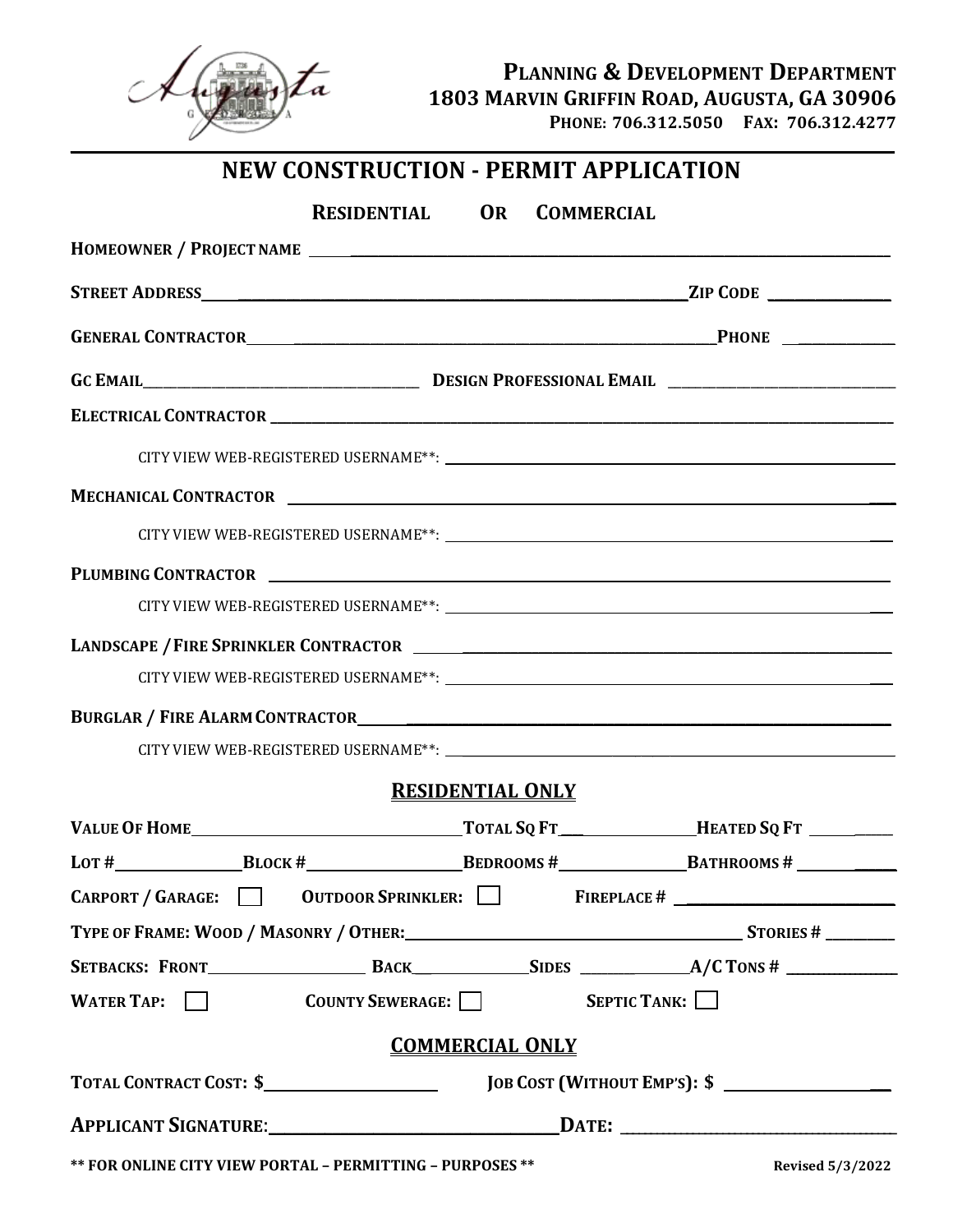**PLANNING & DEVELOPMENT DEPARTMENT**
**1803 MARVIN GRIFFIN ROAD, AUGUSTA, GA 30906**
**PHONE: 706.312.5050 FAX: 706.312.4277**

# NEW CONSTRUCTION - PERMIT APPLICATION

**RESIDENTIAL OR COMMERCIAL**

**HOMEOWNER / PROJECT NAME** ___________________________________________

**STREET ADDRESS** ___________________________________________ **ZIP CODE** ____________

**GENERAL CONTRACTOR** ___________________________________________ **PHONE** ____________

**GC EMAIL** ______________________ **DESIGN PROFESSIONAL EMAIL** ______________________

**ELECTRICAL CONTRACTOR** ___________________________________________

CITY VIEW WEB-REGISTERED USERNAME**: ___________________________________________

**MECHANICAL CONTRACTOR** ___________________________________________

CITY VIEW WEB-REGISTERED USERNAME**: ___________________________________________

**PLUMBING CONTRACTOR** ___________________________________________

CITY VIEW WEB-REGISTERED USERNAME**: ___________________________________________

**LANDSCAPE / FIRE SPRINKLER CONTRACTOR** ___________________________________________

CITY VIEW WEB-REGISTERED USERNAME**: ___________________________________________

**BURGLAR / FIRE ALARM CONTRACTOR** ___________________________________________

CITY VIEW WEB-REGISTERED USERNAME**: ___________________________________________

## RESIDENTIAL ONLY

**VALUE OF HOME** ______________ **TOTAL SQ FT** ______________ **HEATED SQ FT** ______________

**LOT #** __________ **BLOCK #** __________ **BEDROOMS #** __________ **BATHROOMS #** __________

**CARPORT / GARAGE:** ☐ **OUTDOOR SPRINKLER:** ☐ **FIREPLACE #** ______________

**TYPE OF FRAME: WOOD / MASONRY / OTHER:** ______________________ **STORIES #** __________

**SETBACKS: FRONT** __________ **BACK** __________ **SIDES** __________ **A/C TONS #** __________

**WATER TAP:** ☐ **COUNTY SEWERAGE:** ☐ **SEPTIC TANK:** ☐

## COMMERCIAL ONLY

**TOTAL CONTRACT COST: $** ______________ **JOB COST (WITHOUT EMP'S): $** ______________

**APPLICANT SIGNATURE:** ______________________ **DATE:** ______________

**** FOR ONLINE CITY VIEW PORTAL – PERMITTING – PURPOSES ****

**Revised 5/3/2022**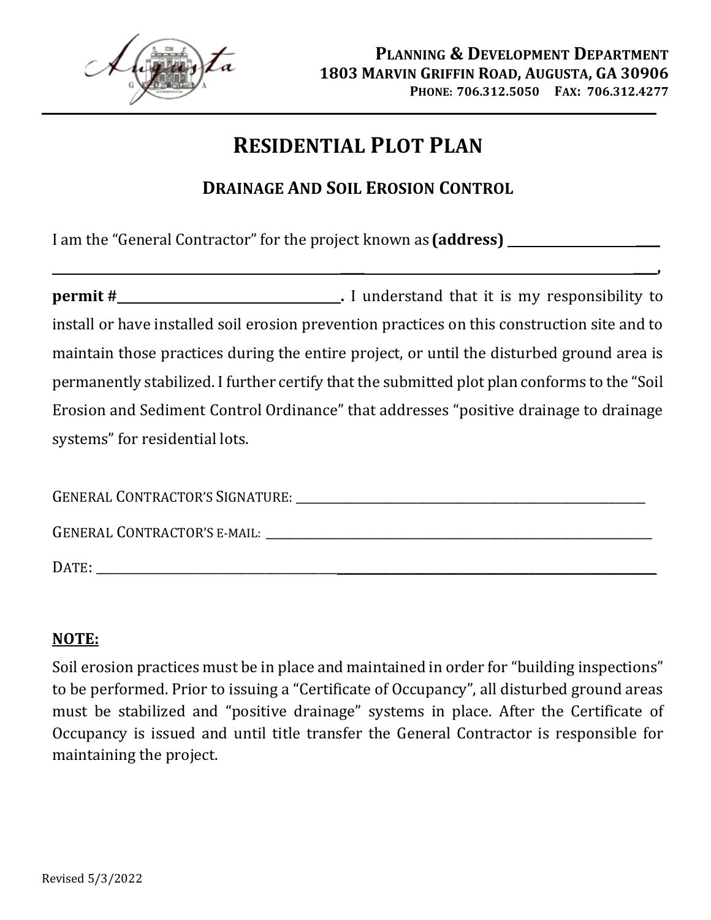**Planning & Development Department**
**1803 Marvin Griffin Road, Augusta, GA 30906**
**Phone: 706.312.5050 Fax: 706.312.4277**

# Residential Plot Plan

## Drainage And Soil Erosion Control

I am the "General Contractor" for the project known as **(address)** __________________________
__________________________________________________________________________________________,
**permit #**__________________________**.** I understand that it is my responsibility to install or have installed soil erosion prevention practices on this construction site and to maintain those practices during the entire project, or until the disturbed ground area is permanently stabilized. I further certify that the submitted plot plan conforms to the "Soil Erosion and Sediment Control Ordinance" that addresses "positive drainage to drainage systems" for residential lots.

General Contractor's Signature: ______________________________________________

General Contractor's e-mail: ______________________________________________

Date: ______________________________________________

**NOTE:**

Soil erosion practices must be in place and maintained in order for "building inspections" to be performed. Prior to issuing a "Certificate of Occupancy", all disturbed ground areas must be stabilized and "positive drainage" systems in place. After the Certificate of Occupancy is issued and until title transfer the General Contractor is responsible for maintaining the project.

Revised 5/3/2022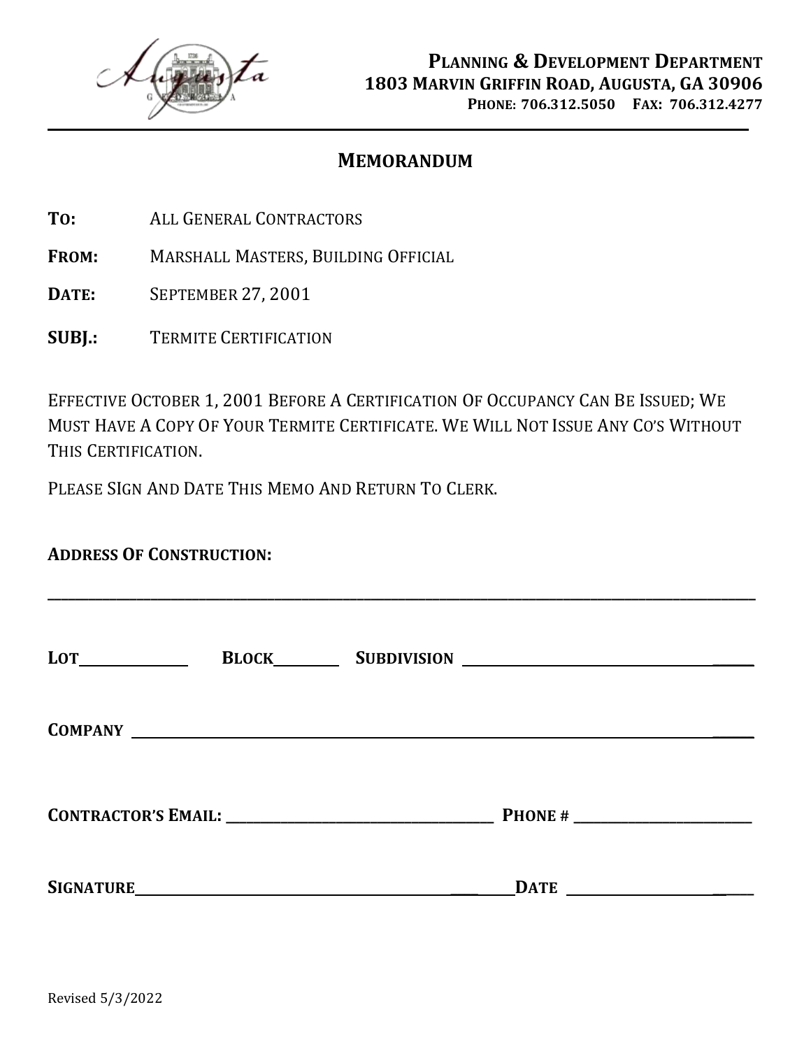**Planning & Development Department**
**1803 Marvin Griffin Road, Augusta, GA 30906**
**Phone: 706.312.5050 Fax: 706.312.4277**

## MEMORANDUM

**TO:** ALL GENERAL CONTRACTORS

**FROM:** MARSHALL MASTERS, BUILDING OFFICIAL

**DATE:** SEPTEMBER 27, 2001

**SUBJ.:** TERMITE CERTIFICATION

Effective October 1, 2001 Before A Certification Of Occupancy Can Be Issued; We Must Have A Copy Of Your Termite Certificate. We Will Not Issue Any CO's Without This Certification.

Please SIgn And Date This Memo And Return To Clerk.

**ADDRESS OF CONSTRUCTION:**

______________________________________________________________________________

**LOT**____________ **BLOCK**________ **SUBDIVISION** ______________________________________

**COMPANY** ______________________________________________________________________

**CONTRACTOR'S EMAIL:** _________________________________ **PHONE #** _____________________

**SIGNATURE**_____________________________________________ **DATE** ___________________

Revised 5/3/2022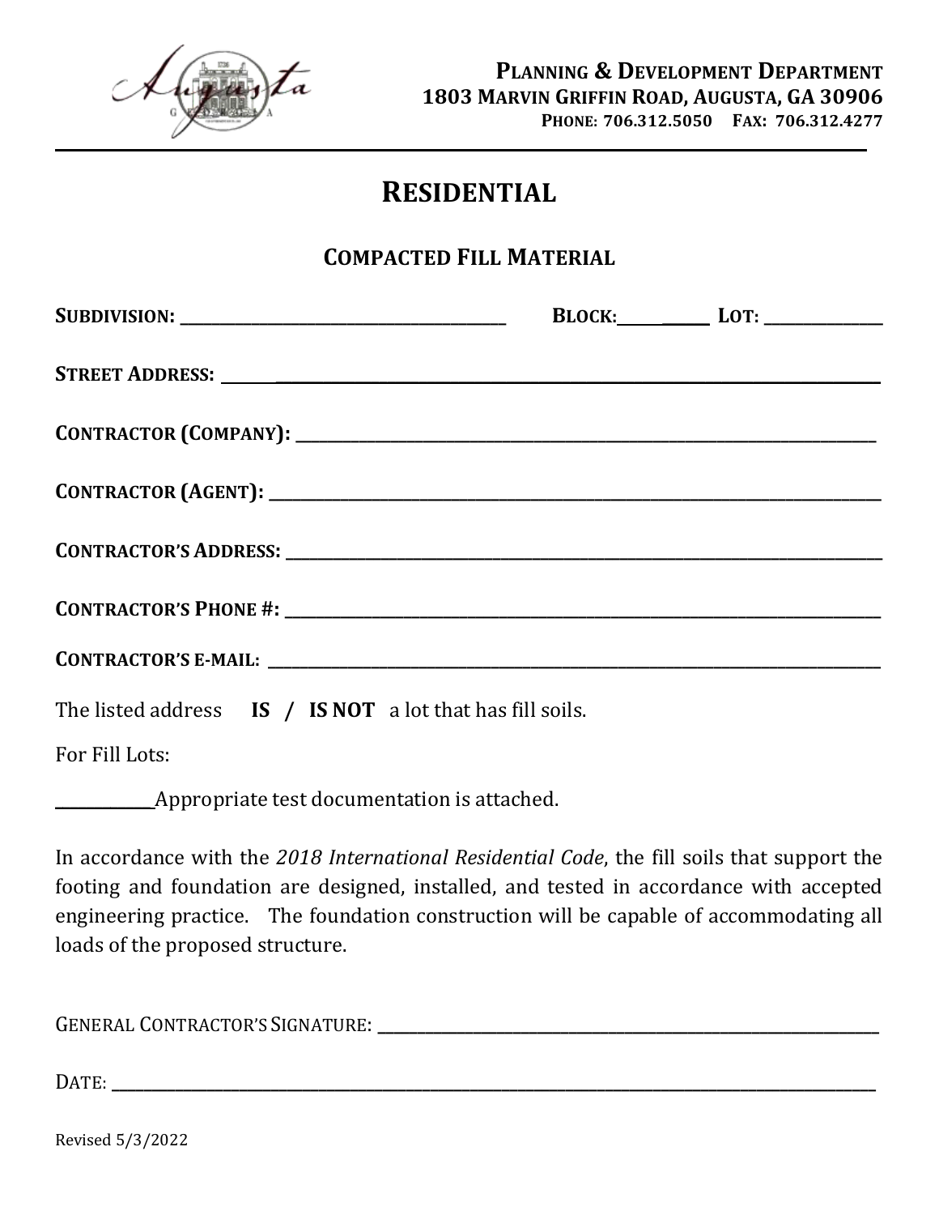**Planning & Development Department**
**1803 Marvin Griffin Road, Augusta, GA 30906**
**Phone: 706.312.5050 Fax: 706.312.4277**

# RESIDENTIAL

## COMPACTED FILL MATERIAL

**SUBDIVISION:** ______________________________ **BLOCK:**__________ **LOT:** ____________

**STREET ADDRESS:** ____________________________________________________________

**CONTRACTOR (COMPANY):** ______________________________________________________

**CONTRACTOR (AGENT):** ________________________________________________________

**CONTRACTOR'S ADDRESS:** ______________________________________________________

**CONTRACTOR'S PHONE #:** ______________________________________________________

**CONTRACTOR'S E-MAIL:** _______________________________________________________

The listed address **IS / IS NOT** a lot that has fill soils.

For Fill Lots:

__________Appropriate test documentation is attached.

In accordance with the *2018 International Residential Code*, the fill soils that support the footing and foundation are designed, installed, and tested in accordance with accepted engineering practice. The foundation construction will be capable of accommodating all loads of the proposed structure.

GENERAL CONTRACTOR'S SIGNATURE: ________________________________________________

DATE: ______________________________________________________________________

Revised 5/3/2022